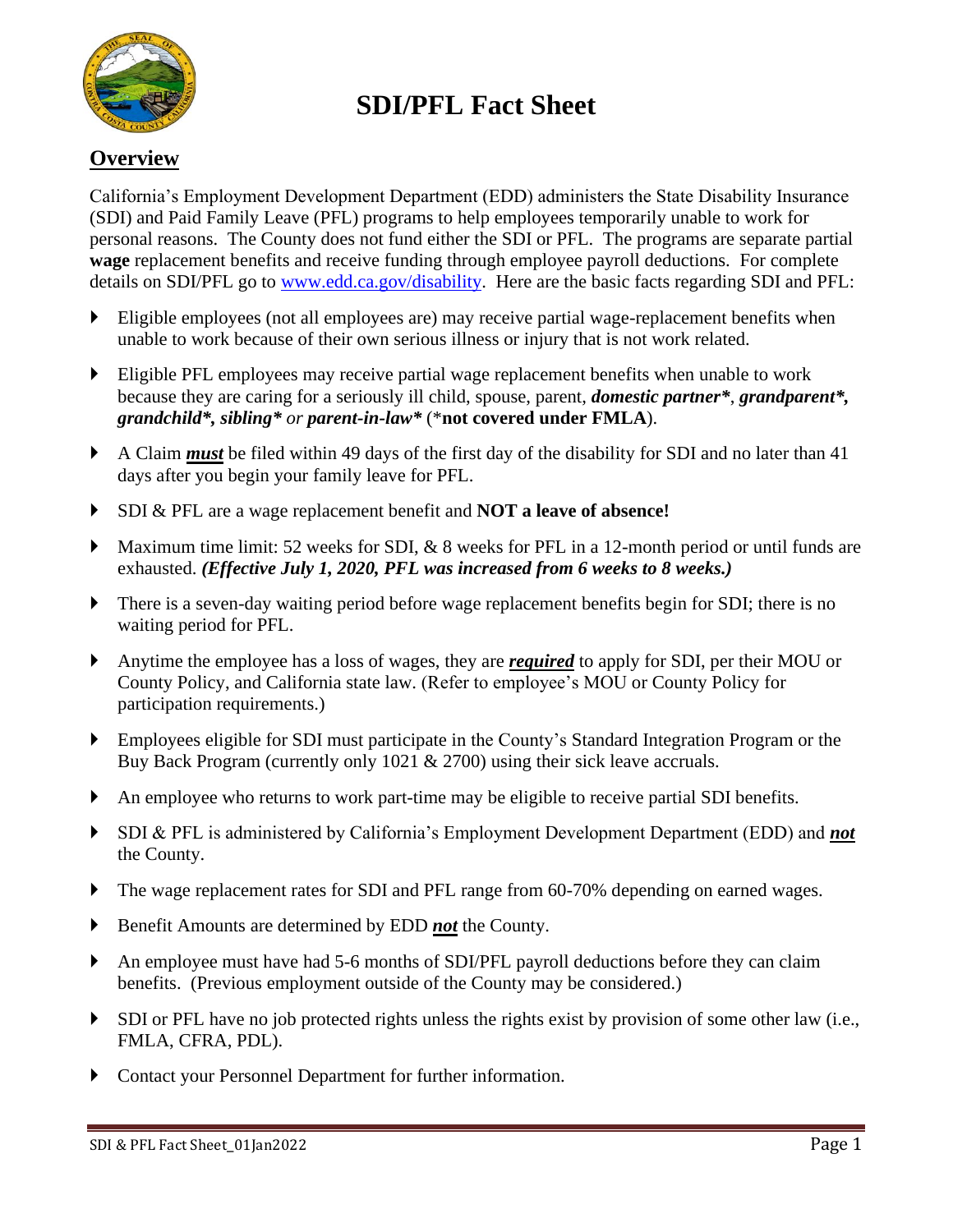# SDI/PFL Fact Sheet

## Overview

California's Employment Development Department (EDD) administers the State Disability Insurance (SDI) and Paid Family Leave (PFL) programs to help employees temporarily unable to work for personal reasons. The County does not fund either the SDI or PFL. The programs are separate partial **wage** replacement benefits and receive funding through employee payroll deductions. For complete details on SDI/PFL go to [www.edd.ca.gov/disability](www.edd.ca.gov/disability). Here are the basic facts regarding SDI and PFL:

- Eligible employees (not all employees are) may receive partial wage-replacement benefits when unable to work because of their own serious illness or injury that is not work related.
- Eligible PFL employees may receive partial wage replacement benefits when unable to work because they are caring for a seriously ill child, spouse, parent, ***domestic partner****, ***grandparent*, grandchild*, sibling**** *or* ***parent-in-law**** (\***not covered under FMLA**).
- A Claim ***must*** be filed within 49 days of the first day of the disability for SDI and no later than 41 days after you begin your family leave for PFL.
- SDI & PFL are a wage replacement benefit and **NOT a leave of absence!**
- Maximum time limit: 52 weeks for SDI, & 8 weeks for PFL in a 12-month period or until funds are exhausted. ***(Effective July 1, 2020, PFL was increased from 6 weeks to 8 weeks.)***
- There is a seven-day waiting period before wage replacement benefits begin for SDI; there is no waiting period for PFL.
- Anytime the employee has a loss of wages, they are ***required*** to apply for SDI, per their MOU or County Policy, and California state law. (Refer to employee's MOU or County Policy for participation requirements.)
- Employees eligible for SDI must participate in the County's Standard Integration Program or the Buy Back Program (currently only 1021 & 2700) using their sick leave accruals.
- An employee who returns to work part-time may be eligible to receive partial SDI benefits.
- SDI & PFL is administered by California's Employment Development Department (EDD) and ***not*** the County.
- The wage replacement rates for SDI and PFL range from 60-70% depending on earned wages.
- Benefit Amounts are determined by EDD ***not*** the County.
- An employee must have had 5-6 months of SDI/PFL payroll deductions before they can claim benefits. (Previous employment outside of the County may be considered.)
- SDI or PFL have no job protected rights unless the rights exist by provision of some other law (i.e., FMLA, CFRA, PDL).
- Contact your Personnel Department for further information.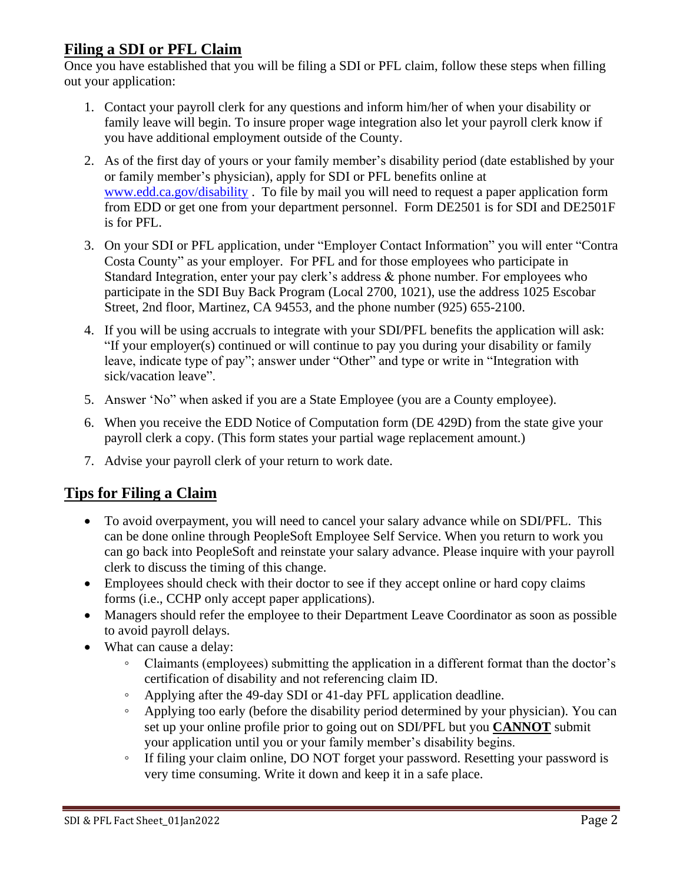## Filing a SDI or PFL Claim

Once you have established that you will be filing a SDI or PFL claim, follow these steps when filling out your application:

1. Contact your payroll clerk for any questions and inform him/her of when your disability or family leave will begin. To insure proper wage integration also let your payroll clerk know if you have additional employment outside of the County.
2. As of the first day of yours or your family member's disability period (date established by your or family member's physician), apply for SDI or PFL benefits online at www.edd.ca.gov/disability . To file by mail you will need to request a paper application form from EDD or get one from your department personnel. Form DE2501 is for SDI and DE2501F is for PFL.
3. On your SDI or PFL application, under "Employer Contact Information" you will enter "Contra Costa County" as your employer. For PFL and for those employees who participate in Standard Integration, enter your pay clerk's address & phone number. For employees who participate in the SDI Buy Back Program (Local 2700, 1021), use the address 1025 Escobar Street, 2nd floor, Martinez, CA 94553, and the phone number (925) 655-2100.
4. If you will be using accruals to integrate with your SDI/PFL benefits the application will ask: "If your employer(s) continued or will continue to pay you during your disability or family leave, indicate type of pay"; answer under "Other" and type or write in "Integration with sick/vacation leave".
5. Answer 'No" when asked if you are a State Employee (you are a County employee).
6. When you receive the EDD Notice of Computation form (DE 429D) from the state give your payroll clerk a copy. (This form states your partial wage replacement amount.)
7. Advise your payroll clerk of your return to work date.

## Tips for Filing a Claim

- To avoid overpayment, you will need to cancel your salary advance while on SDI/PFL. This can be done online through PeopleSoft Employee Self Service. When you return to work you can go back into PeopleSoft and reinstate your salary advance. Please inquire with your payroll clerk to discuss the timing of this change.
- Employees should check with their doctor to see if they accept online or hard copy claims forms (i.e., CCHP only accept paper applications).
- Managers should refer the employee to their Department Leave Coordinator as soon as possible to avoid payroll delays.
- What can cause a delay:
  - Claimants (employees) submitting the application in a different format than the doctor's certification of disability and not referencing claim ID.
  - Applying after the 49-day SDI or 41-day PFL application deadline.
  - Applying too early (before the disability period determined by your physician). You can set up your online profile prior to going out on SDI/PFL but you **CANNOT** submit your application until you or your family member's disability begins.
  - If filing your claim online, DO NOT forget your password. Resetting your password is very time consuming. Write it down and keep it in a safe place.